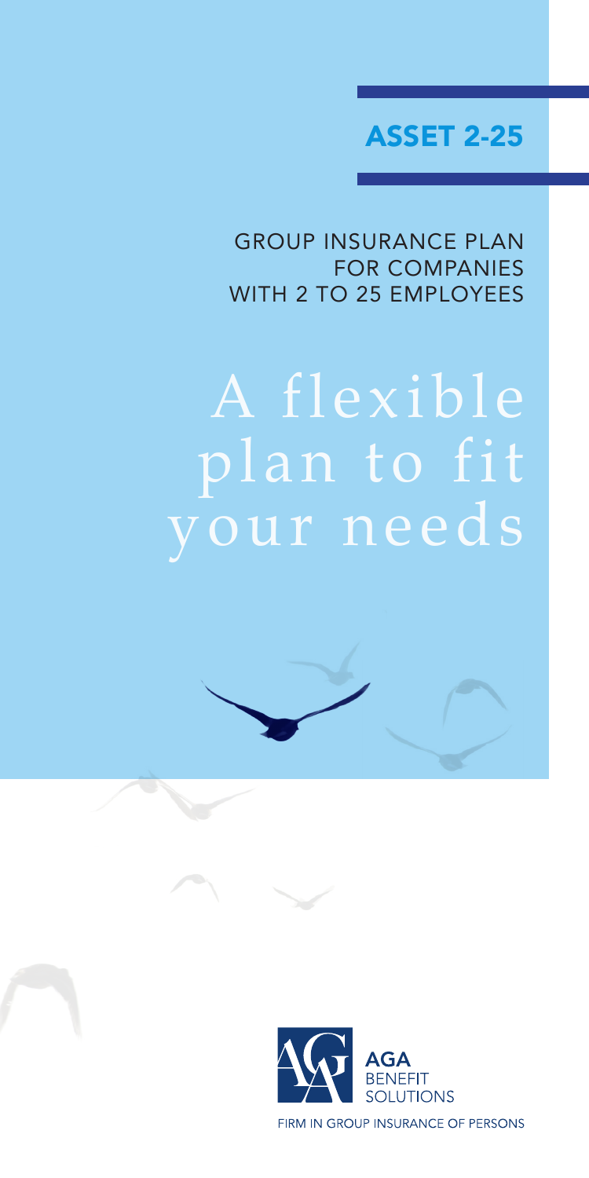# ASSET 2-25

GROUP INSURANCE PLAN FOR COMPANIES WITH 2 TO 25 EMPLOYEES

## A flexible plan to fit your needs

AGA BENEFIT SOLUTIONS

FIRM IN GROUP INSURANCE OF PERSONS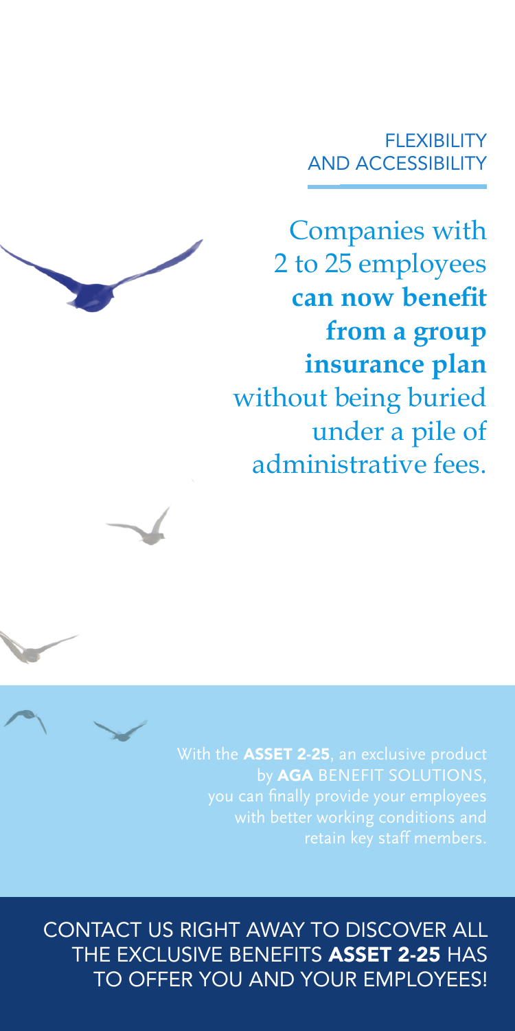## FLEXIBILITY AND ACCESSIBILITY

Companies with 2 to 25 employees **can now benefit from a group insurance plan** without being buried under a pile of administrative fees.

With the **ASSET 2-25**, an exclusive product by **AGA** BENEFIT SOLUTIONS, you can finally provide your employees with better working conditions and retain key staff members.

CONTACT US RIGHT AWAY TO DISCOVER ALL THE EXCLUSIVE BENEFITS **ASSET 2-25** HAS TO OFFER YOU AND YOUR EMPLOYEES!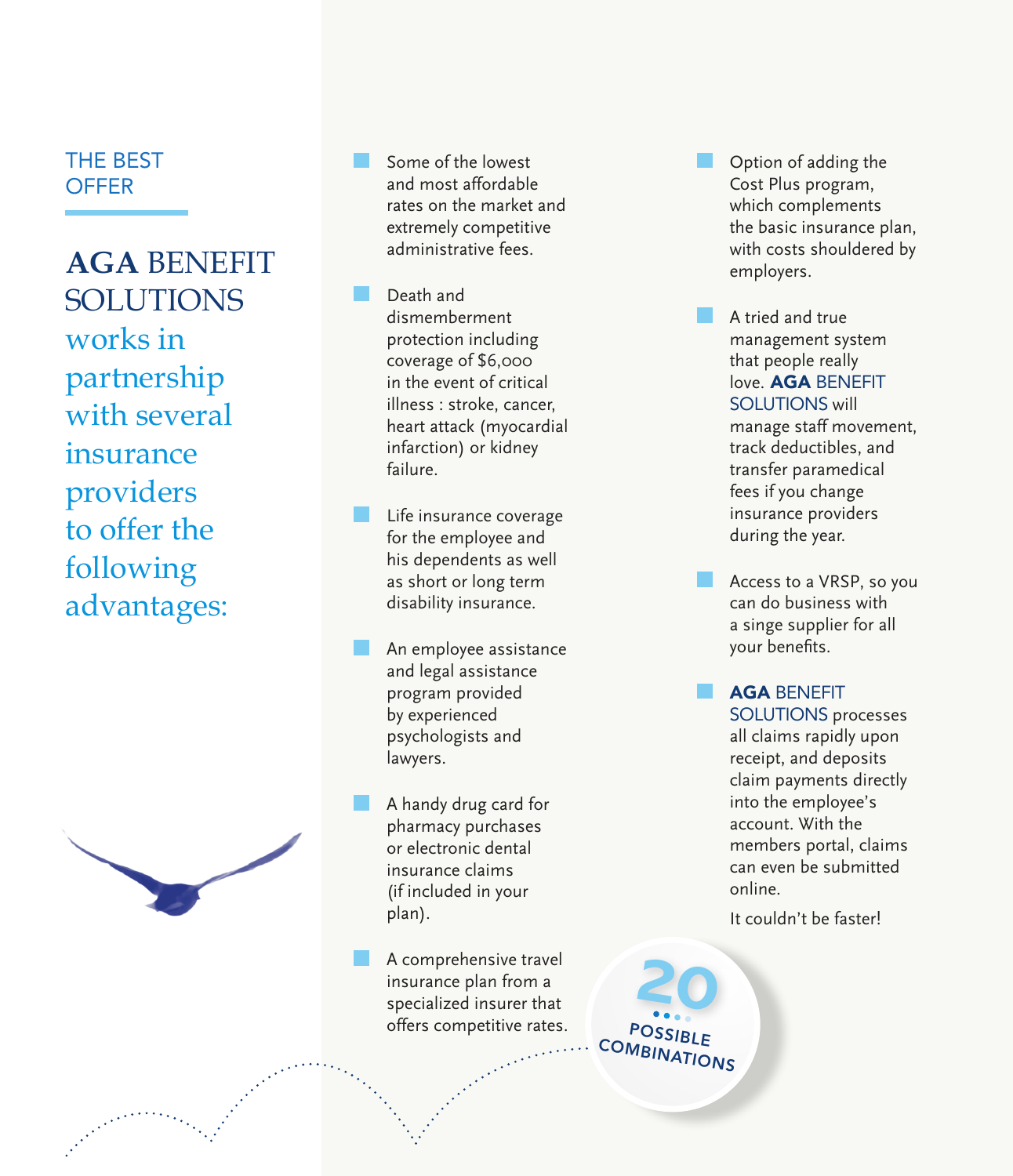## THE BEST OFFER

**AGA** BENEFIT SOLUTIONS works in partnership with several insurance providers to offer the following advantages:

- Some of the lowest and most affordable rates on the market and extremely competitive administrative fees.
- Death and dismemberment protection including coverage of $6,000 in the event of critical illness : stroke, cancer, heart attack (myocardial infarction) or kidney failure.
- Life insurance coverage for the employee and his dependents as well as short or long term disability insurance.
- An employee assistance and legal assistance program provided by experienced psychologists and lawyers.
- A handy drug card for pharmacy purchases or electronic dental insurance claims (if included in your plan).
- A comprehensive travel insurance plan from a specialized insurer that offers competitive rates.
- Option of adding the Cost Plus program, which complements the basic insurance plan, with costs shouldered by employers.
- A tried and true management system that people really love. **AGA** BENEFIT SOLUTIONS will manage staff movement, track deductibles, and transfer paramedical fees if you change insurance providers during the year.
- Access to a VRSP, so you can do business with a singe supplier for all your benefits.
- **AGA** BENEFIT SOLUTIONS processes all claims rapidly upon receipt, and deposits claim payments directly into the employee's account. With the members portal, claims can even be submitted online.

  It couldn't be faster!

**20** POSSIBLE COMBINATIONS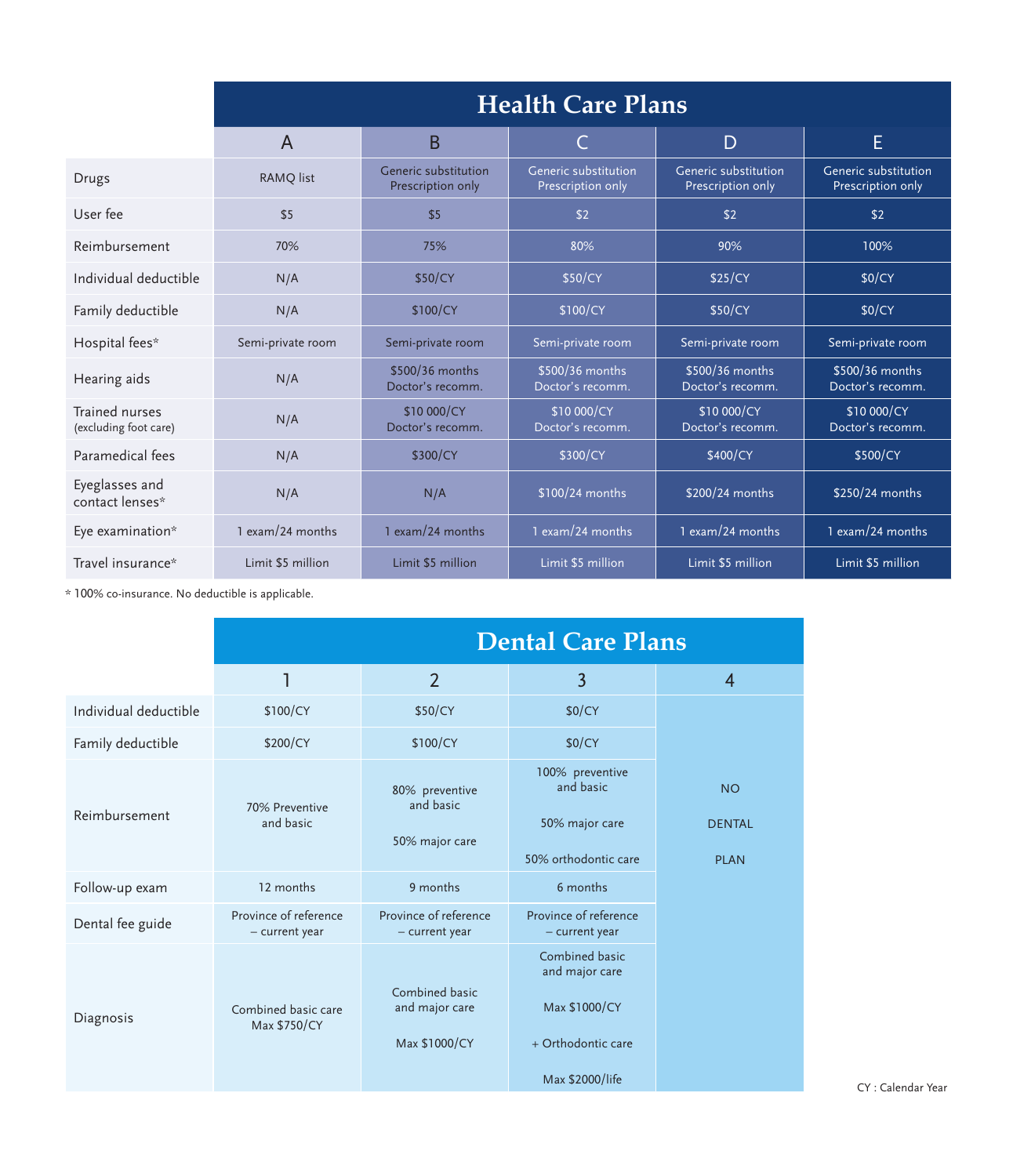## Health Care Plans

| | A | B | C | D | E |
|---|---|---|---|---|---|
| Drugs | RAMQ list | Generic substitution Prescription only | Generic substitution Prescription only | Generic substitution Prescription only | Generic substitution Prescription only |
| User fee | $5 | $5 | $2 | $2 | $2 |
| Reimbursement | 70% | 75% | 80% | 90% | 100% |
| Individual deductible | N/A | $50/CY | $50/CY | $25/CY | $0/CY |
| Family deductible | N/A | $100/CY | $100/CY | $50/CY | $0/CY |
| Hospital fees* | Semi-private room | Semi-private room | Semi-private room | Semi-private room | Semi-private room |
| Hearing aids | N/A | $500/36 months Doctor's recomm. | $500/36 months Doctor's recomm. | $500/36 months Doctor's recomm. | $500/36 months Doctor's recomm. |
| Trained nurses (excluding foot care) | N/A | $10 000/CY Doctor's recomm. | $10 000/CY Doctor's recomm. | $10 000/CY Doctor's recomm. | $10 000/CY Doctor's recomm. |
| Paramedical fees | N/A | $300/CY | $300/CY | $400/CY | $500/CY |
| Eyeglasses and contact lenses* | N/A | N/A | $100/24 months | $200/24 months | $250/24 months |
| Eye examination* | 1 exam/24 months | 1 exam/24 months | 1 exam/24 months | 1 exam/24 months | 1 exam/24 months |
| Travel insurance* | Limit $5 million | Limit $5 million | Limit $5 million | Limit $5 million | Limit $5 million |

* 100% co-insurance. No deductible is applicable.

## Dental Care Plans

| | 1 | 2 | 3 | 4 |
|---|---|---|---|---|
| Individual deductible | $100/CY | $50/CY | $0/CY | NO DENTAL PLAN |
| Family deductible | $200/CY | $100/CY | $0/CY | |
| Reimbursement | 70% Preventive and basic | 80% preventive and basic<br>50% major care | 100% preventive and basic<br>50% major care<br>50% orthodontic care | |
| Follow-up exam | 12 months | 9 months | 6 months | |
| Dental fee guide | Province of reference – current year | Province of reference – current year | Province of reference – current year | |
| Diagnosis | Combined basic care Max $750/CY | Combined basic and major care<br>Max $1000/CY | Combined basic and major care<br>Max $1000/CY<br>+ Orthodontic care<br>Max $2000/life | |

CY : Calendar Year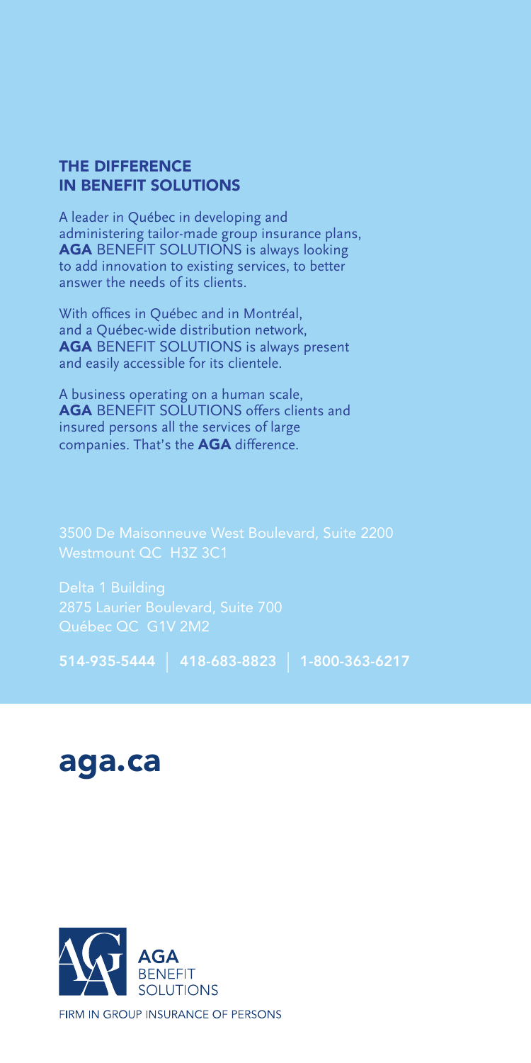## THE DIFFERENCE IN BENEFIT SOLUTIONS

A leader in Québec in developing and administering tailor-made group insurance plans, **AGA** BENEFIT SOLUTIONS is always looking to add innovation to existing services, to better answer the needs of its clients.

With offices in Québec and in Montréal, and a Québec-wide distribution network, **AGA** BENEFIT SOLUTIONS is always present and easily accessible for its clientele.

A business operating on a human scale, **AGA** BENEFIT SOLUTIONS offers clients and insured persons all the services of large companies. That's the **AGA** difference.

3500 De Maisonneuve West Boulevard, Suite 2200
Westmount QC H3Z 3C1

Delta 1 Building
2875 Laurier Boulevard, Suite 700
Québec QC G1V 2M2

**514-935-5444 | 418-683-8823 | 1-800-363-6217**

# aga.ca

AGA BENEFIT SOLUTIONS

FIRM IN GROUP INSURANCE OF PERSONS